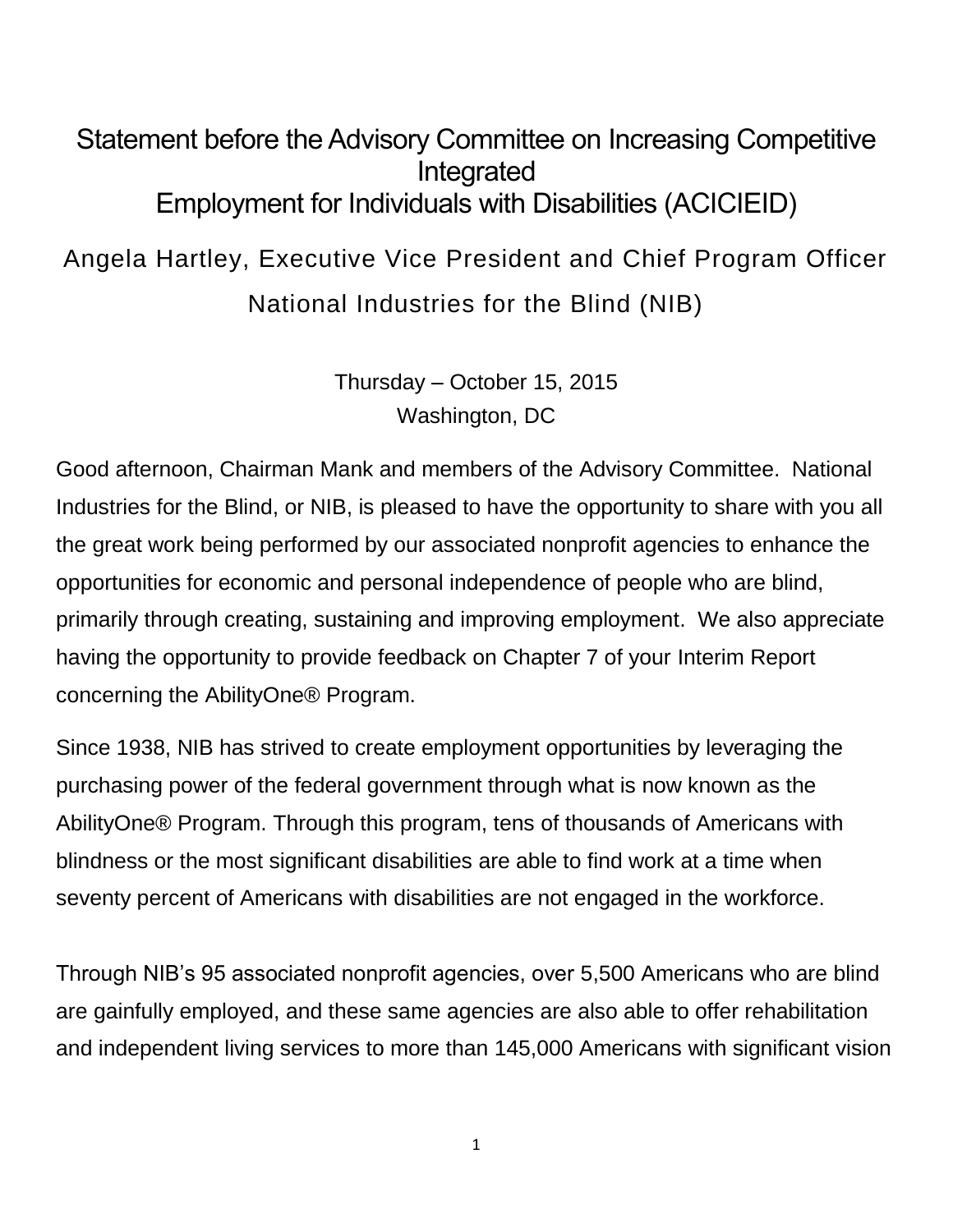# Statement before the Advisory Committee on Increasing Competitive Integrated Employment for Individuals with Disabilities (ACICIEID)

Angela Hartley, Executive Vice President and Chief Program Officer

National Industries for the Blind (NIB)

Thursday – October 15, 2015

Washington, DC

Good afternoon, Chairman Mank and members of the Advisory Committee. National Industries for the Blind, or NIB, is pleased to have the opportunity to share with you all the great work being performed by our associated nonprofit agencies to enhance the opportunities for economic and personal independence of people who are blind, primarily through creating, sustaining and improving employment. We also appreciate having the opportunity to provide feedback on Chapter 7 of your Interim Report concerning the AbilityOne® Program.

Since 1938, NIB has strived to create employment opportunities by leveraging the purchasing power of the federal government through what is now known as the AbilityOne® Program. Through this program, tens of thousands of Americans with blindness or the most significant disabilities are able to find work at a time when seventy percent of Americans with disabilities are not engaged in the workforce.

Through NIB's 95 associated nonprofit agencies, over 5,500 Americans who are blind are gainfully employed, and these same agencies are also able to offer rehabilitation and independent living services to more than 145,000 Americans with significant vision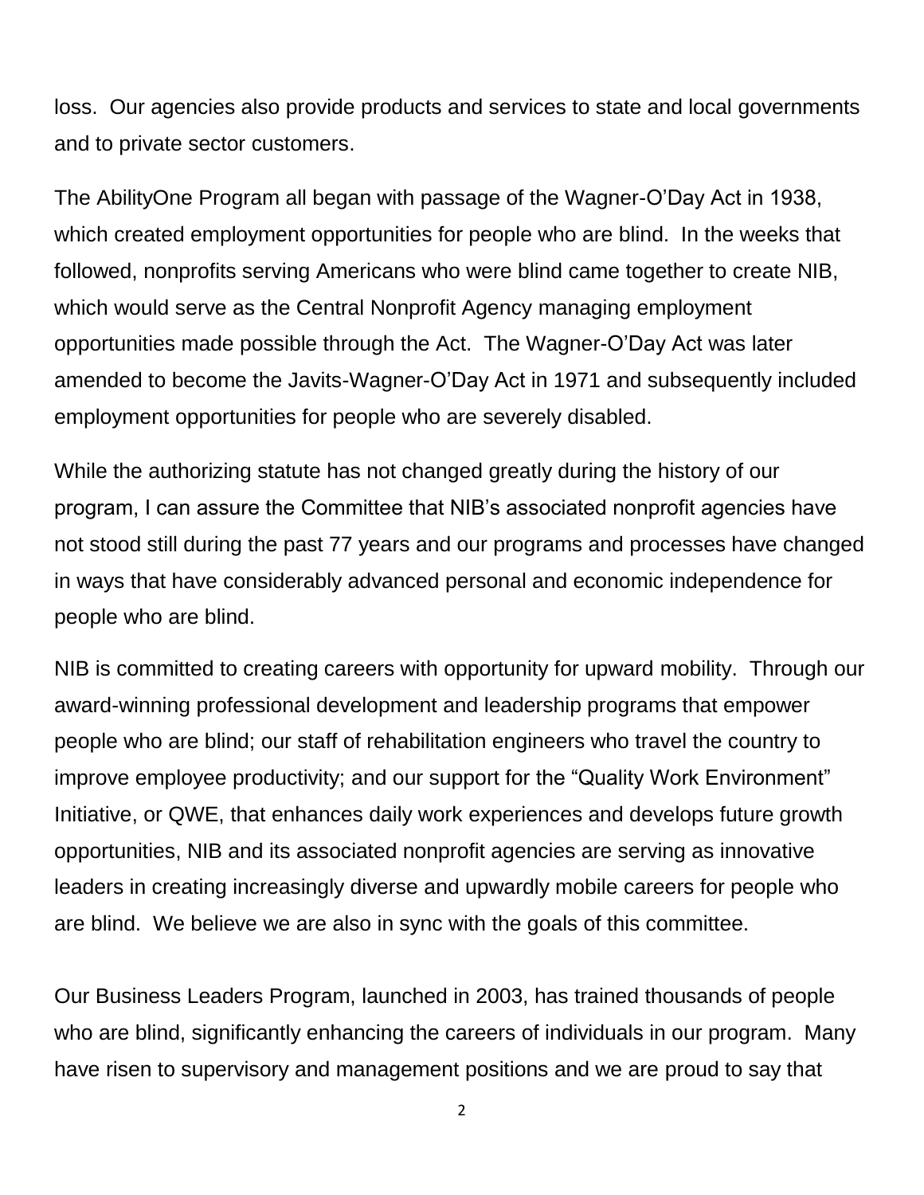loss.  Our agencies also provide products and services to state and local governments and to private sector customers.

The AbilityOne Program all began with passage of the Wagner-O'Day Act in 1938, which created employment opportunities for people who are blind.  In the weeks that followed, nonprofits serving Americans who were blind came together to create NIB, which would serve as the Central Nonprofit Agency managing employment opportunities made possible through the Act.  The Wagner-O'Day Act was later amended to become the Javits-Wagner-O'Day Act in 1971 and subsequently included employment opportunities for people who are severely disabled.

While the authorizing statute has not changed greatly during the history of our program, I can assure the Committee that NIB's associated nonprofit agencies have not stood still during the past 77 years and our programs and processes have changed in ways that have considerably advanced personal and economic independence for people who are blind.

NIB is committed to creating careers with opportunity for upward mobility.  Through our award-winning professional development and leadership programs that empower people who are blind; our staff of rehabilitation engineers who travel the country to improve employee productivity; and our support for the "Quality Work Environment" Initiative, or QWE, that enhances daily work experiences and develops future growth opportunities, NIB and its associated nonprofit agencies are serving as innovative leaders in creating increasingly diverse and upwardly mobile careers for people who are blind.  We believe we are also in sync with the goals of this committee.

Our Business Leaders Program, launched in 2003, has trained thousands of people who are blind, significantly enhancing the careers of individuals in our program.  Many have risen to supervisory and management positions and we are proud to say that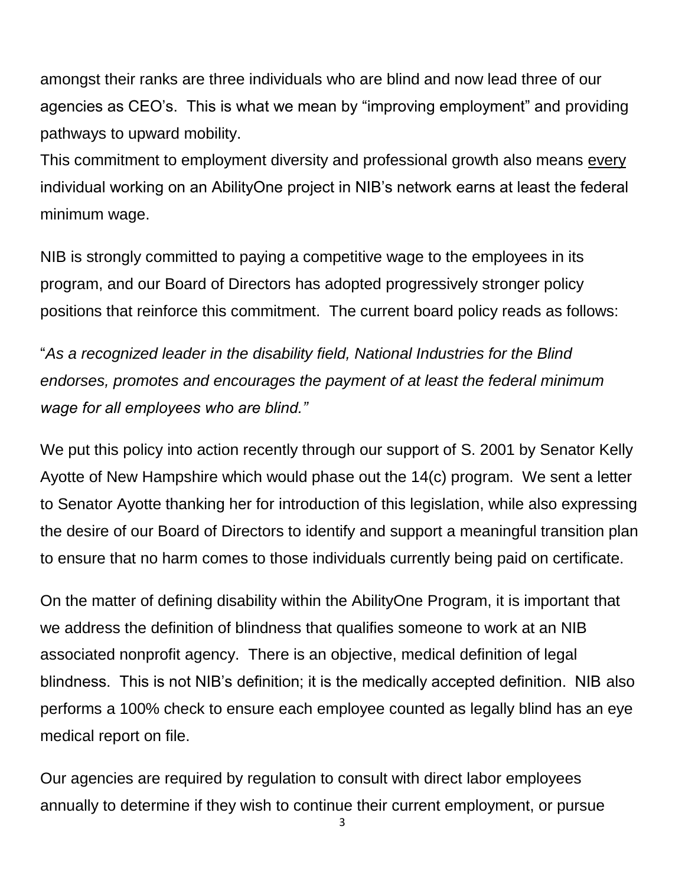amongst their ranks are three individuals who are blind and now lead three of our agencies as CEO's. This is what we mean by "improving employment" and providing pathways to upward mobility.
This commitment to employment diversity and professional growth also means <u>every</u> individual working on an AbilityOne project in NIB's network earns at least the federal minimum wage.

NIB is strongly committed to paying a competitive wage to the employees in its program, and our Board of Directors has adopted progressively stronger policy positions that reinforce this commitment. The current board policy reads as follows:

"*As a recognized leader in the disability field, National Industries for the Blind endorses, promotes and encourages the payment of at least the federal minimum wage for all employees who are blind."*

We put this policy into action recently through our support of S. 2001 by Senator Kelly Ayotte of New Hampshire which would phase out the 14(c) program. We sent a letter to Senator Ayotte thanking her for introduction of this legislation, while also expressing the desire of our Board of Directors to identify and support a meaningful transition plan to ensure that no harm comes to those individuals currently being paid on certificate.

On the matter of defining disability within the AbilityOne Program, it is important that we address the definition of blindness that qualifies someone to work at an NIB associated nonprofit agency. There is an objective, medical definition of legal blindness. This is not NIB's definition; it is the medically accepted definition. NIB also performs a 100% check to ensure each employee counted as legally blind has an eye medical report on file.

Our agencies are required by regulation to consult with direct labor employees annually to determine if they wish to continue their current employment, or pursue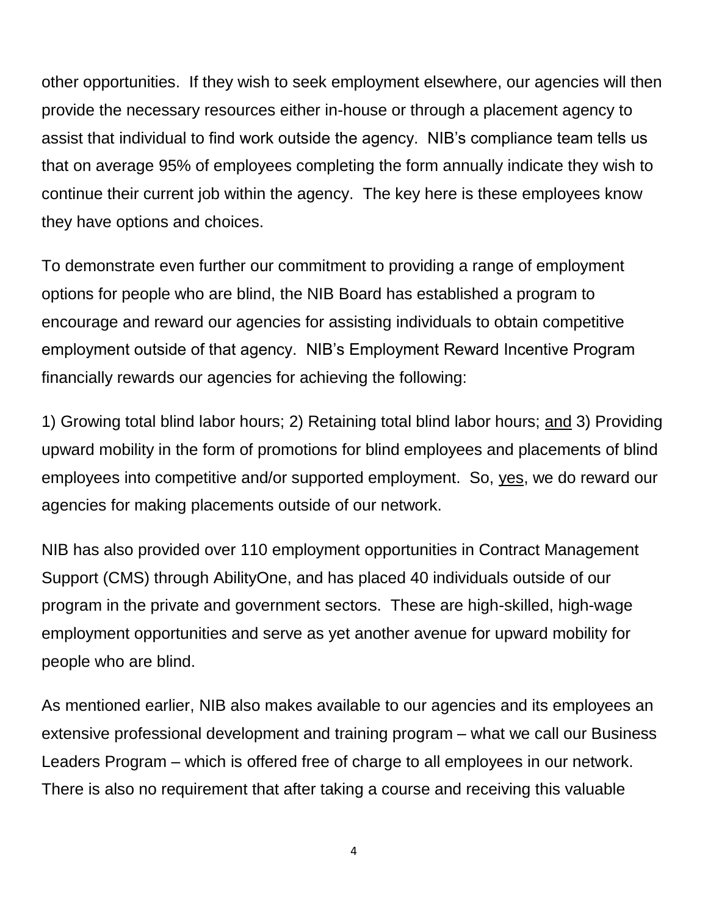other opportunities. If they wish to seek employment elsewhere, our agencies will then provide the necessary resources either in-house or through a placement agency to assist that individual to find work outside the agency. NIB's compliance team tells us that on average 95% of employees completing the form annually indicate they wish to continue their current job within the agency. The key here is these employees know they have options and choices.

To demonstrate even further our commitment to providing a range of employment options for people who are blind, the NIB Board has established a program to encourage and reward our agencies for assisting individuals to obtain competitive employment outside of that agency. NIB's Employment Reward Incentive Program financially rewards our agencies for achieving the following:

1) Growing total blind labor hours; 2) Retaining total blind labor hours; <u>and</u> 3) Providing upward mobility in the form of promotions for blind employees and placements of blind employees into competitive and/or supported employment. So, <u>yes</u>, we do reward our agencies for making placements outside of our network.

NIB has also provided over 110 employment opportunities in Contract Management Support (CMS) through AbilityOne, and has placed 40 individuals outside of our program in the private and government sectors. These are high-skilled, high-wage employment opportunities and serve as yet another avenue for upward mobility for people who are blind.

As mentioned earlier, NIB also makes available to our agencies and its employees an extensive professional development and training program – what we call our Business Leaders Program – which is offered free of charge to all employees in our network. There is also no requirement that after taking a course and receiving this valuable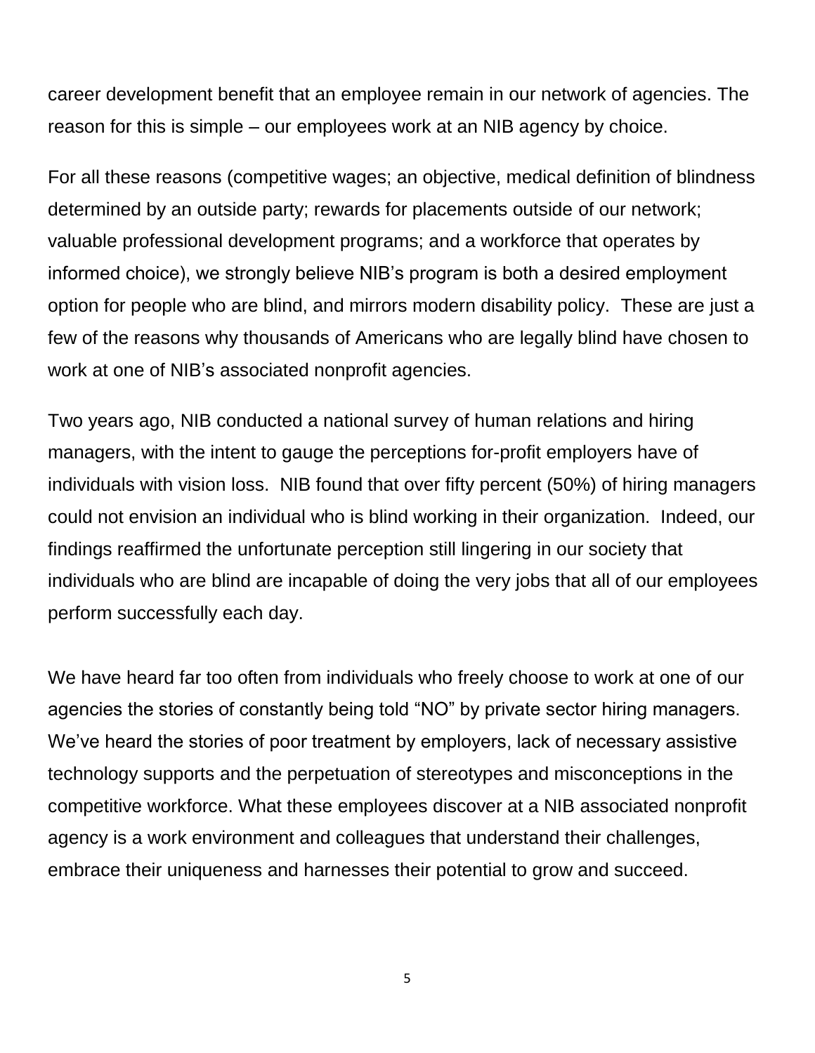career development benefit that an employee remain in our network of agencies. The reason for this is simple – our employees work at an NIB agency by choice.

For all these reasons (competitive wages; an objective, medical definition of blindness determined by an outside party; rewards for placements outside of our network; valuable professional development programs; and a workforce that operates by informed choice), we strongly believe NIB's program is both a desired employment option for people who are blind, and mirrors modern disability policy. These are just a few of the reasons why thousands of Americans who are legally blind have chosen to work at one of NIB's associated nonprofit agencies.

Two years ago, NIB conducted a national survey of human relations and hiring managers, with the intent to gauge the perceptions for-profit employers have of individuals with vision loss. NIB found that over fifty percent (50%) of hiring managers could not envision an individual who is blind working in their organization. Indeed, our findings reaffirmed the unfortunate perception still lingering in our society that individuals who are blind are incapable of doing the very jobs that all of our employees perform successfully each day.

We have heard far too often from individuals who freely choose to work at one of our agencies the stories of constantly being told "NO" by private sector hiring managers. We've heard the stories of poor treatment by employers, lack of necessary assistive technology supports and the perpetuation of stereotypes and misconceptions in the competitive workforce. What these employees discover at a NIB associated nonprofit agency is a work environment and colleagues that understand their challenges, embrace their uniqueness and harnesses their potential to grow and succeed.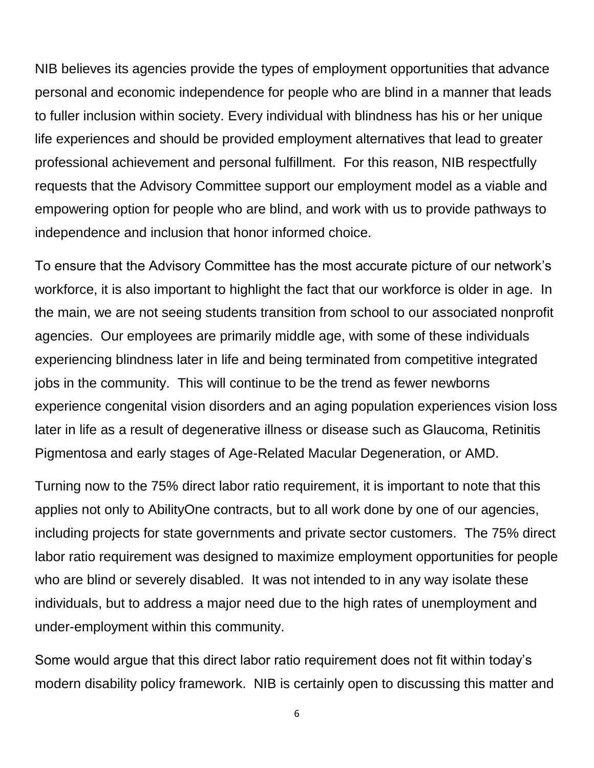NIB believes its agencies provide the types of employment opportunities that advance personal and economic independence for people who are blind in a manner that leads to fuller inclusion within society. Every individual with blindness has his or her unique life experiences and should be provided employment alternatives that lead to greater professional achievement and personal fulfillment. For this reason, NIB respectfully requests that the Advisory Committee support our employment model as a viable and empowering option for people who are blind, and work with us to provide pathways to independence and inclusion that honor informed choice.

To ensure that the Advisory Committee has the most accurate picture of our network's workforce, it is also important to highlight the fact that our workforce is older in age. In the main, we are not seeing students transition from school to our associated nonprofit agencies. Our employees are primarily middle age, with some of these individuals experiencing blindness later in life and being terminated from competitive integrated jobs in the community. This will continue to be the trend as fewer newborns experience congenital vision disorders and an aging population experiences vision loss later in life as a result of degenerative illness or disease such as Glaucoma, Retinitis Pigmentosa and early stages of Age-Related Macular Degeneration, or AMD.

Turning now to the 75% direct labor ratio requirement, it is important to note that this applies not only to AbilityOne contracts, but to all work done by one of our agencies, including projects for state governments and private sector customers. The 75% direct labor ratio requirement was designed to maximize employment opportunities for people who are blind or severely disabled. It was not intended to in any way isolate these individuals, but to address a major need due to the high rates of unemployment and under-employment within this community.

Some would argue that this direct labor ratio requirement does not fit within today's modern disability policy framework. NIB is certainly open to discussing this matter and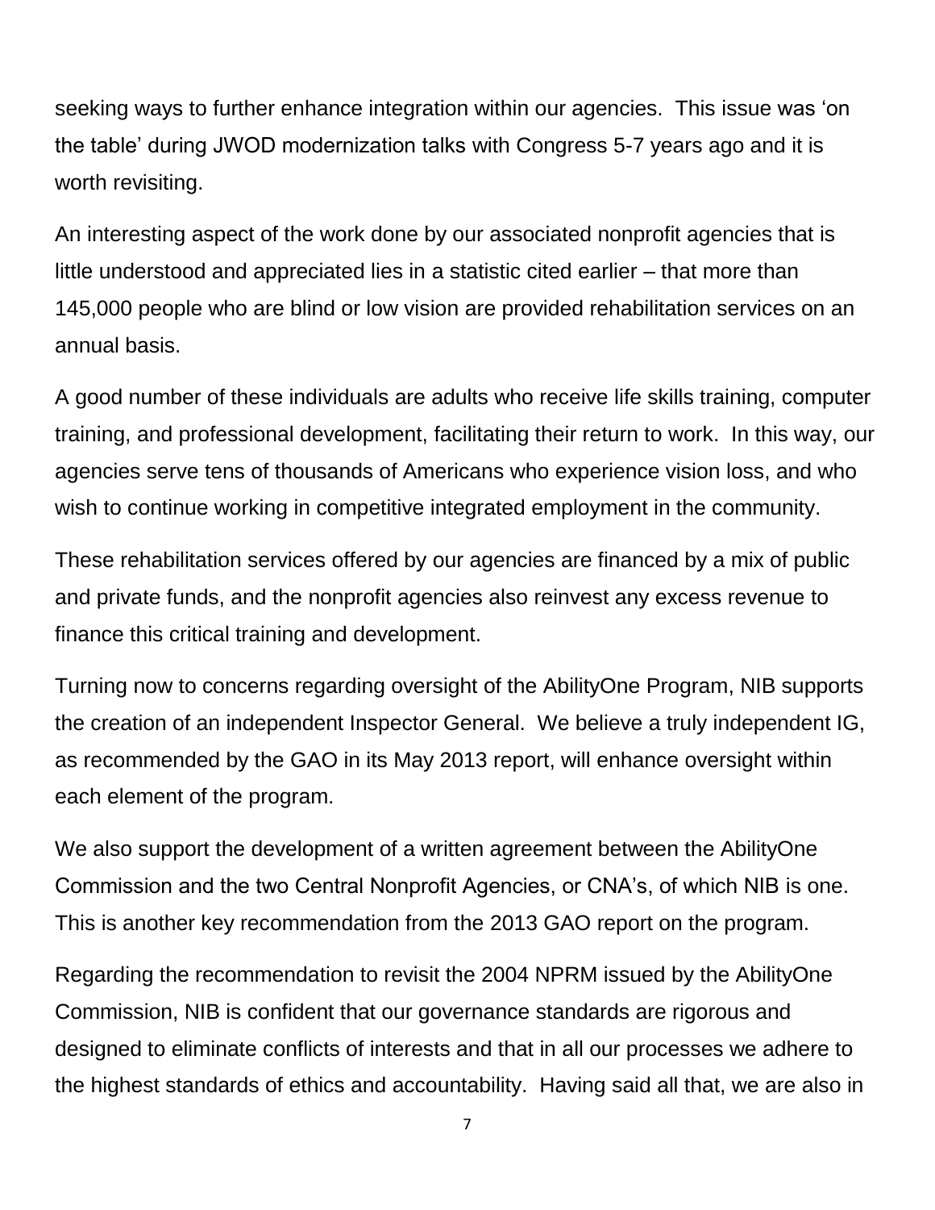seeking ways to further enhance integration within our agencies. This issue was 'on the table' during JWOD modernization talks with Congress 5-7 years ago and it is worth revisiting.

An interesting aspect of the work done by our associated nonprofit agencies that is little understood and appreciated lies in a statistic cited earlier – that more than 145,000 people who are blind or low vision are provided rehabilitation services on an annual basis.

A good number of these individuals are adults who receive life skills training, computer training, and professional development, facilitating their return to work. In this way, our agencies serve tens of thousands of Americans who experience vision loss, and who wish to continue working in competitive integrated employment in the community.

These rehabilitation services offered by our agencies are financed by a mix of public and private funds, and the nonprofit agencies also reinvest any excess revenue to finance this critical training and development.

Turning now to concerns regarding oversight of the AbilityOne Program, NIB supports the creation of an independent Inspector General. We believe a truly independent IG, as recommended by the GAO in its May 2013 report, will enhance oversight within each element of the program.

We also support the development of a written agreement between the AbilityOne Commission and the two Central Nonprofit Agencies, or CNA's, of which NIB is one. This is another key recommendation from the 2013 GAO report on the program.

Regarding the recommendation to revisit the 2004 NPRM issued by the AbilityOne Commission, NIB is confident that our governance standards are rigorous and designed to eliminate conflicts of interests and that in all our processes we adhere to the highest standards of ethics and accountability. Having said all that, we are also in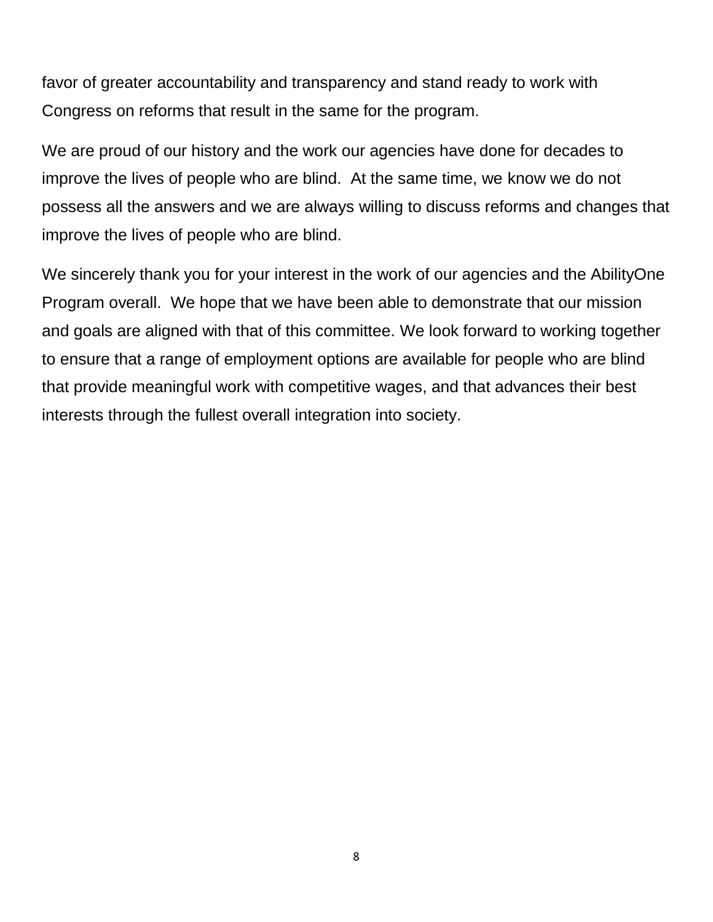favor of greater accountability and transparency and stand ready to work with Congress on reforms that result in the same for the program.

We are proud of our history and the work our agencies have done for decades to improve the lives of people who are blind. At the same time, we know we do not possess all the answers and we are always willing to discuss reforms and changes that improve the lives of people who are blind.

We sincerely thank you for your interest in the work of our agencies and the AbilityOne Program overall. We hope that we have been able to demonstrate that our mission and goals are aligned with that of this committee. We look forward to working together to ensure that a range of employment options are available for people who are blind that provide meaningful work with competitive wages, and that advances their best interests through the fullest overall integration into society.